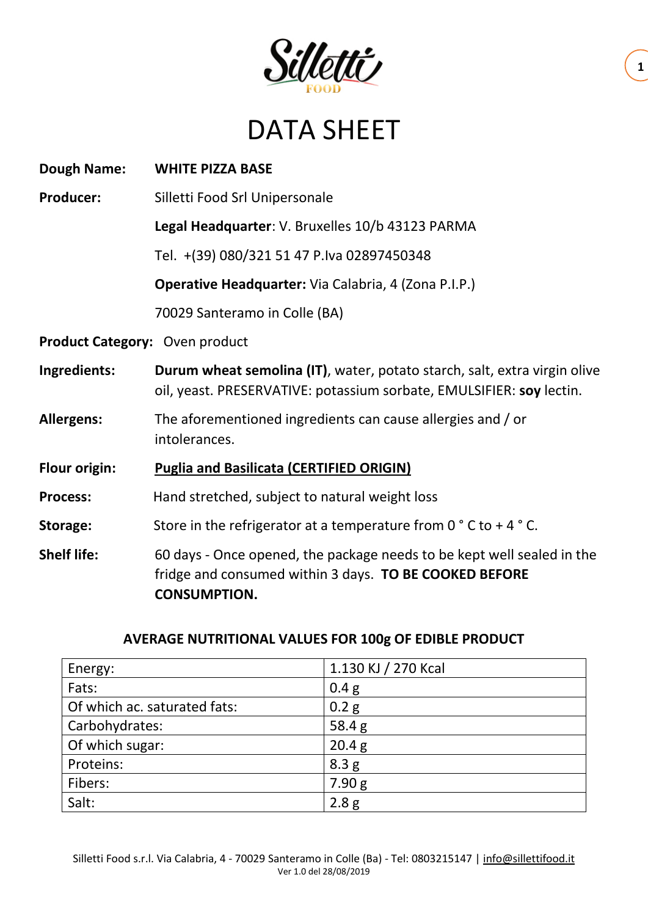# DATA SHEET

**Dough Name:** **WHITE PIZZA BASE**

**Producer:** Silletti Food Srl Unipersonale

**Legal Headquarter**: V. Bruxelles 10/b 43123 PARMA

Tel. +(39) 080/321 51 47 P.Iva 02897450348

**Operative Headquarter:** Via Calabria, 4 (Zona P.I.P.)

70029 Santeramo in Colle (BA)

**Product Category:** Oven product

**Ingredients:** **Durum wheat semolina (IT)**, water, potato starch, salt, extra virgin olive oil, yeast. PRESERVATIVE: potassium sorbate, EMULSIFIER: **soy** lectin.

**Allergens:** The aforementioned ingredients can cause allergies and / or intolerances.

**Flour origin:** **Puglia and Basilicata (CERTIFIED ORIGIN)**

**Process:** Hand stretched, subject to natural weight loss

**Storage:** Store in the refrigerator at a temperature from 0 ° C to + 4 ° C.

**Shelf life:** 60 days - Once opened, the package needs to be kept well sealed in the fridge and consumed within 3 days. **TO BE COOKED BEFORE CONSUMPTION.**

**AVERAGE NUTRITIONAL VALUES FOR 100g OF EDIBLE PRODUCT**

| | |
|---|---|
| Energy: | 1.130 KJ / 270 Kcal |
| Fats: | 0.4 g |
| Of which ac. saturated fats: | 0.2 g |
| Carbohydrates: | 58.4 g |
| Of which sugar: | 20.4 g |
| Proteins: | 8.3 g |
| Fibers: | 7.90 g |
| Salt: | 2.8 g |

Silletti Food s.r.l. Via Calabria, 4 - 70029 Santeramo in Colle (Ba) - Tel: 0803215147 | info@sillettifood.it
Ver 1.0 del 28/08/2019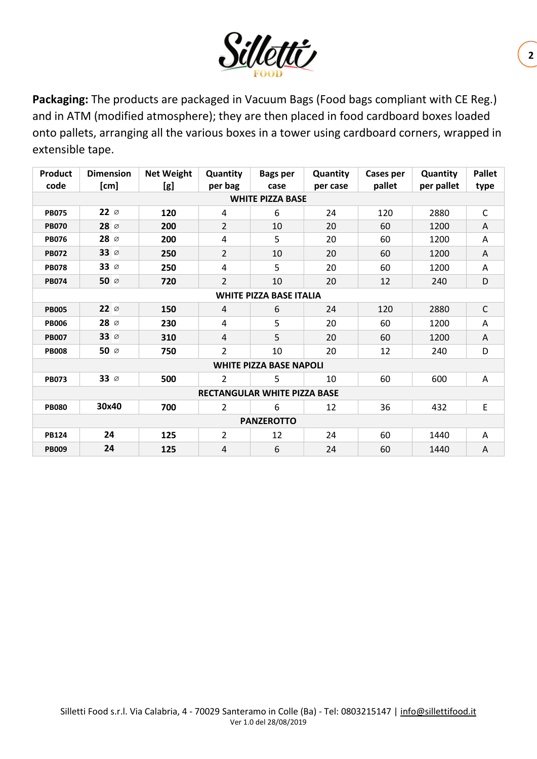**Packaging:** The products are packaged in Vacuum Bags (Food bags compliant with CE Reg.) and in ATM (modified atmosphere); they are then placed in food cardboard boxes loaded onto pallets, arranging all the various boxes in a tower using cardboard corners, wrapped in extensible tape.

| Product code | Dimension [cm] | Net Weight [g] | Quantity per bag | Bags per case | Quantity per case | Cases per pallet | Quantity per pallet | Pallet type |
|---|---|---|---|---|---|---|---|---|
| | | | | WHITE PIZZA BASE | | | | |
| **PB075** | **22** ⌀ | **120** | 4 | 6 | 24 | 120 | 2880 | C |
| **PB070** | **28** ⌀ | **200** | 2 | 10 | 20 | 60 | 1200 | A |
| **PB076** | **28** ⌀ | **200** | 4 | 5 | 20 | 60 | 1200 | A |
| **PB072** | **33** ⌀ | **250** | 2 | 10 | 20 | 60 | 1200 | A |
| **PB078** | **33** ⌀ | **250** | 4 | 5 | 20 | 60 | 1200 | A |
| **PB074** | **50** ⌀ | **720** | 2 | 10 | 20 | 12 | 240 | D |
| | | | | WHITE PIZZA BASE ITALIA | | | | |
| **PB005** | **22** ⌀ | **150** | 4 | 6 | 24 | 120 | 2880 | C |
| **PB006** | **28** ⌀ | **230** | 4 | 5 | 20 | 60 | 1200 | A |
| **PB007** | **33** ⌀ | **310** | 4 | 5 | 20 | 60 | 1200 | A |
| **PB008** | **50** ⌀ | **750** | 2 | 10 | 20 | 12 | 240 | D |
| | | | | WHITE PIZZA BASE NAPOLI | | | | |
| **PB073** | **33** ⌀ | **500** | 2 | 5 | 10 | 60 | 600 | A |
| | | | | RECTANGULAR WHITE PIZZA BASE | | | | |
| **PB080** | **30x40** | **700** | 2 | 6 | 12 | 36 | 432 | E |
| | | | | PANZEROTTO | | | | |
| **PB124** | **24** | **125** | 2 | 12 | 24 | 60 | 1440 | A |
| **PB009** | **24** | **125** | 4 | 6 | 24 | 60 | 1440 | A |

Silletti Food s.r.l. Via Calabria, 4 - 70029 Santeramo in Colle (Ba) - Tel: 0803215147 | info@sillettifood.it
Ver 1.0 del 28/08/2019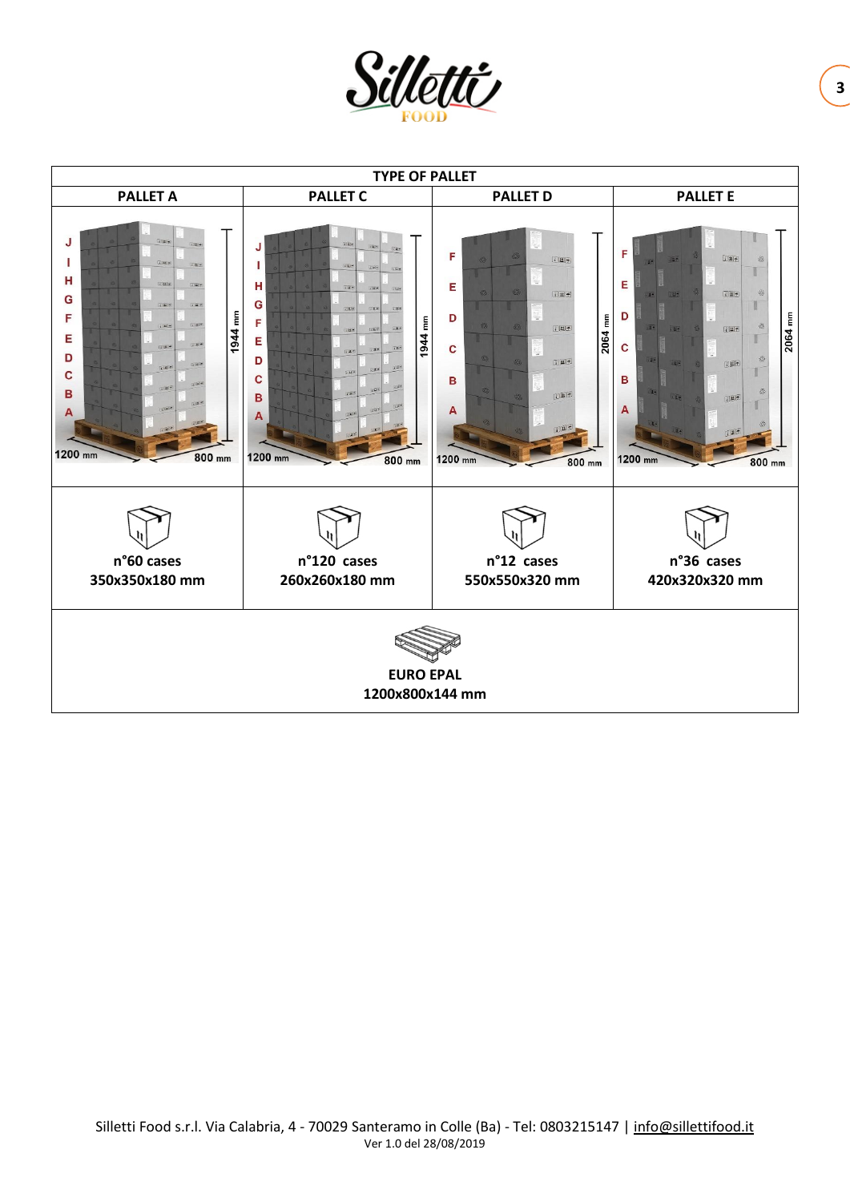| TYPE OF PALLET | | | |
|---|---|---|---|
| **PALLET A** | **PALLET C** | **PALLET D** | **PALLET E** |
| J I H G F E D C B A 1944 mm 1200 mm 800 mm | J I H G F E D C B A 1944 mm 1200 mm 800 mm | F E D C B A 2064 mm 1200 mm 800 mm | F E D C B A 2064 mm 1200 mm 800 mm |
| **n°60 cases 350x350x180 mm** | **n°120 cases 260x260x180 mm** | **n°12 cases 550x550x320 mm** | **n°36 cases 420x320x320 mm** |
| **EURO EPAL 1200x800x144 mm** | | | |

Silletti Food s.r.l. Via Calabria, 4 - 70029 Santeramo in Colle (Ba) - Tel: 0803215147 | info@sillettifood.it
Ver 1.0 del 28/08/2019